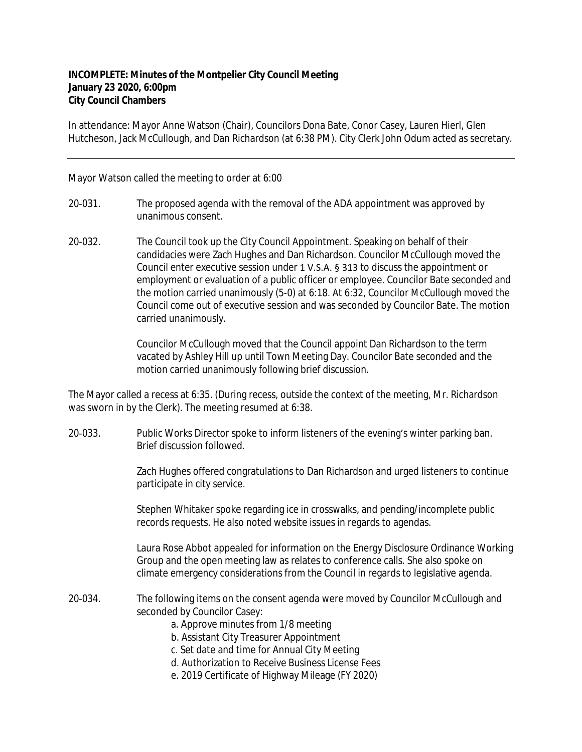**INCOMPLETE: Minutes of the Montpelier City Council Meeting**
**January 23 2020, 6:00pm**
**City Council Chambers**

In attendance: Mayor Anne Watson (Chair), Councilors Dona Bate, Conor Casey, Lauren Hierl, Glen Hutcheson, Jack McCullough, and Dan Richardson (at 6:38 PM). City Clerk John Odum acted as secretary.

---

Mayor Watson called the meeting to order at 6:00

20-031. The proposed agenda with the removal of the ADA appointment was approved by unanimous consent.

20-032. The Council took up the City Council Appointment. Speaking on behalf of their candidacies were Zach Hughes and Dan Richardson. Councilor McCullough moved the Council enter executive session under 1 V.S.A. § 313 to discuss the appointment or employment or evaluation of a public officer or employee. Councilor Bate seconded and the motion carried unanimously (5-0) at 6:18. At 6:32, Councilor McCullough moved the Council come out of executive session and was seconded by Councilor Bate. The motion carried unanimously.

Councilor McCullough moved that the Council appoint Dan Richardson to the term vacated by Ashley Hill up until Town Meeting Day. Councilor Bate seconded and the motion carried unanimously following brief discussion.

The Mayor called a recess at 6:35. (During recess, outside the context of the meeting, Mr. Richardson was sworn in by the Clerk). The meeting resumed at 6:38.

20-033. Public Works Director spoke to inform listeners of the evening's winter parking ban. Brief discussion followed.

Zach Hughes offered congratulations to Dan Richardson and urged listeners to continue participate in city service.

Stephen Whitaker spoke regarding ice in crosswalks, and pending/incomplete public records requests. He also noted website issues in regards to agendas.

Laura Rose Abbot appealed for information on the Energy Disclosure Ordinance Working Group and the open meeting law as relates to conference calls. She also spoke on climate emergency considerations from the Council in regards to legislative agenda.

20-034. The following items on the consent agenda were moved by Councilor McCullough and seconded by Councilor Casey:

- a. Approve minutes from 1/8 meeting
- b. Assistant City Treasurer Appointment
- c. Set date and time for Annual City Meeting
- d. Authorization to Receive Business License Fees
- e. 2019 Certificate of Highway Mileage (FY 2020)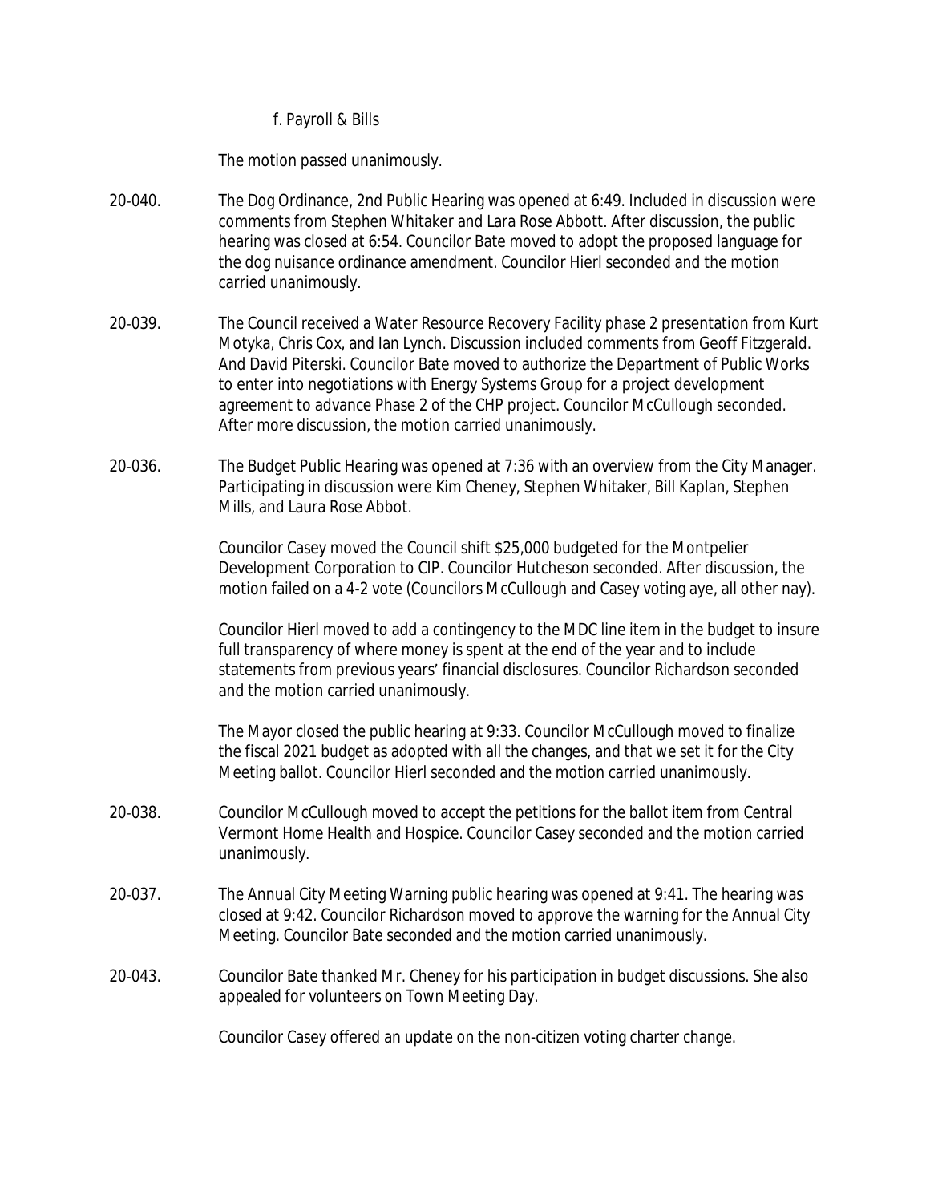f. Payroll & Bills

The motion passed unanimously.

20-040. The Dog Ordinance, 2nd Public Hearing was opened at 6:49. Included in discussion were comments from Stephen Whitaker and Lara Rose Abbott. After discussion, the public hearing was closed at 6:54. Councilor Bate moved to adopt the proposed language for the dog nuisance ordinance amendment. Councilor Hierl seconded and the motion carried unanimously.

20-039. The Council received a Water Resource Recovery Facility phase 2 presentation from Kurt Motyka, Chris Cox, and Ian Lynch. Discussion included comments from Geoff Fitzgerald. And David Piterski. Councilor Bate moved to authorize the Department of Public Works to enter into negotiations with Energy Systems Group for a project development agreement to advance Phase 2 of the CHP project. Councilor McCullough seconded. After more discussion, the motion carried unanimously.

20-036. The Budget Public Hearing was opened at 7:36 with an overview from the City Manager. Participating in discussion were Kim Cheney, Stephen Whitaker, Bill Kaplan, Stephen Mills, and Laura Rose Abbot.

Councilor Casey moved the Council shift $25,000 budgeted for the Montpelier Development Corporation to CIP. Councilor Hutcheson seconded. After discussion, the motion failed on a 4-2 vote (Councilors McCullough and Casey voting aye, all other nay).

Councilor Hierl moved to add a contingency to the MDC line item in the budget to insure full transparency of where money is spent at the end of the year and to include statements from previous years' financial disclosures. Councilor Richardson seconded and the motion carried unanimously.

The Mayor closed the public hearing at 9:33. Councilor McCullough moved to finalize the fiscal 2021 budget as adopted with all the changes, and that we set it for the City Meeting ballot. Councilor Hierl seconded and the motion carried unanimously.

20-038. Councilor McCullough moved to accept the petitions for the ballot item from Central Vermont Home Health and Hospice. Councilor Casey seconded and the motion carried unanimously.

20-037. The Annual City Meeting Warning public hearing was opened at 9:41. The hearing was closed at 9:42. Councilor Richardson moved to approve the warning for the Annual City Meeting. Councilor Bate seconded and the motion carried unanimously.

20-043. Councilor Bate thanked Mr. Cheney for his participation in budget discussions. She also appealed for volunteers on Town Meeting Day.

Councilor Casey offered an update on the non-citizen voting charter change.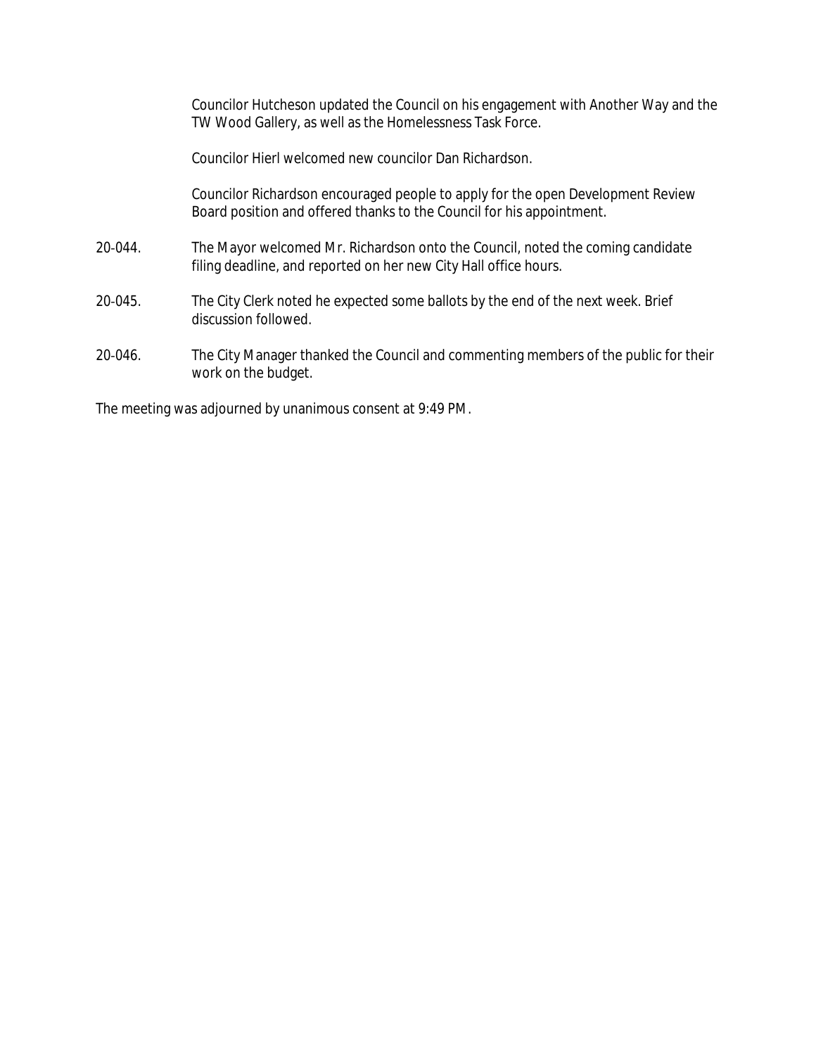Councilor Hutcheson updated the Council on his engagement with Another Way and the TW Wood Gallery, as well as the Homelessness Task Force.

Councilor Hierl welcomed new councilor Dan Richardson.

Councilor Richardson encouraged people to apply for the open Development Review Board position and offered thanks to the Council for his appointment.

20-044. The Mayor welcomed Mr. Richardson onto the Council, noted the coming candidate filing deadline, and reported on her new City Hall office hours.

20-045. The City Clerk noted he expected some ballots by the end of the next week. Brief discussion followed.

20-046. The City Manager thanked the Council and commenting members of the public for their work on the budget.

The meeting was adjourned by unanimous consent at 9:49 PM.